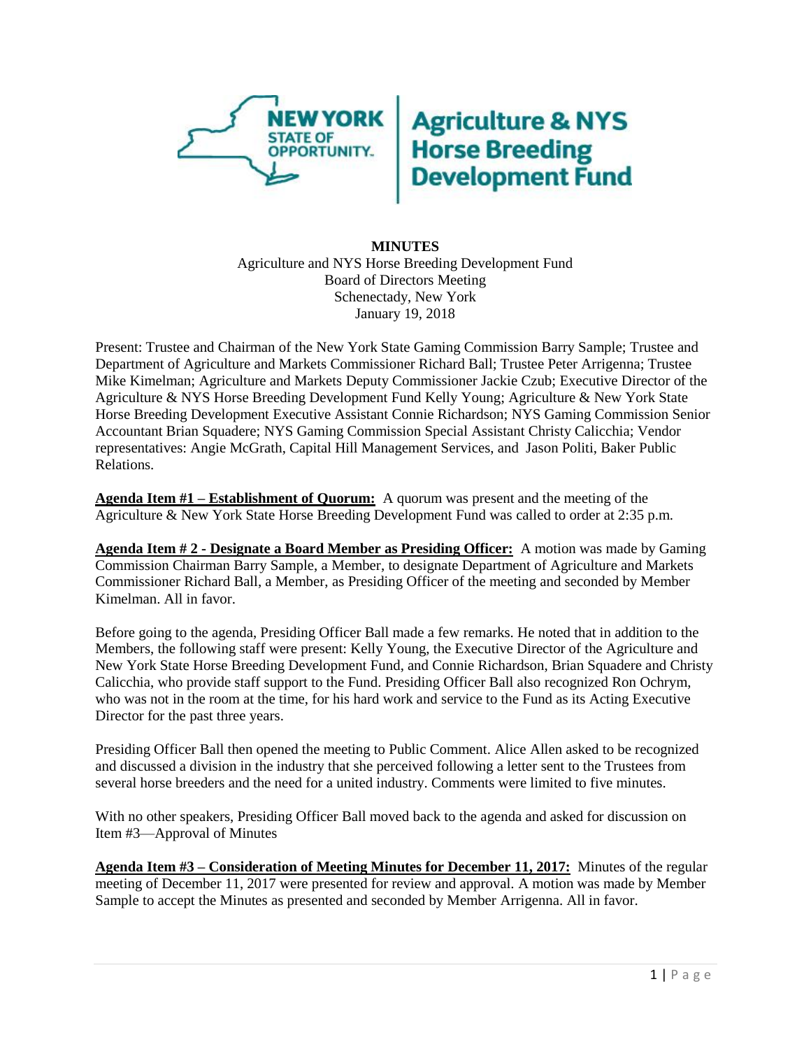NEW YORK STATE OF OPPORTUNITY. | Agriculture & NYS Horse Breeding Development Fund

**MINUTES**

Agriculture and NYS Horse Breeding Development Fund
Board of Directors Meeting
Schenectady, New York
January 19, 2018

Present: Trustee and Chairman of the New York State Gaming Commission Barry Sample; Trustee and Department of Agriculture and Markets Commissioner Richard Ball; Trustee Peter Arrigenna; Trustee Mike Kimelman; Agriculture and Markets Deputy Commissioner Jackie Czub; Executive Director of the Agriculture & NYS Horse Breeding Development Fund Kelly Young; Agriculture & New York State Horse Breeding Development Executive Assistant Connie Richardson; NYS Gaming Commission Senior Accountant Brian Squadere; NYS Gaming Commission Special Assistant Christy Calicchia; Vendor representatives: Angie McGrath, Capital Hill Management Services, and Jason Politi, Baker Public Relations.

**Agenda Item #1 – Establishment of Quorum:** A quorum was present and the meeting of the Agriculture & New York State Horse Breeding Development Fund was called to order at 2:35 p.m.

**Agenda Item # 2 - Designate a Board Member as Presiding Officer:** A motion was made by Gaming Commission Chairman Barry Sample, a Member, to designate Department of Agriculture and Markets Commissioner Richard Ball, a Member, as Presiding Officer of the meeting and seconded by Member Kimelman. All in favor.

Before going to the agenda, Presiding Officer Ball made a few remarks. He noted that in addition to the Members, the following staff were present: Kelly Young, the Executive Director of the Agriculture and New York State Horse Breeding Development Fund, and Connie Richardson, Brian Squadere and Christy Calicchia, who provide staff support to the Fund. Presiding Officer Ball also recognized Ron Ochrym, who was not in the room at the time, for his hard work and service to the Fund as its Acting Executive Director for the past three years.

Presiding Officer Ball then opened the meeting to Public Comment. Alice Allen asked to be recognized and discussed a division in the industry that she perceived following a letter sent to the Trustees from several horse breeders and the need for a united industry. Comments were limited to five minutes.

With no other speakers, Presiding Officer Ball moved back to the agenda and asked for discussion on Item #3—Approval of Minutes

**Agenda Item #3 – Consideration of Meeting Minutes for December 11, 2017:** Minutes of the regular meeting of December 11, 2017 were presented for review and approval. A motion was made by Member Sample to accept the Minutes as presented and seconded by Member Arrigenna. All in favor.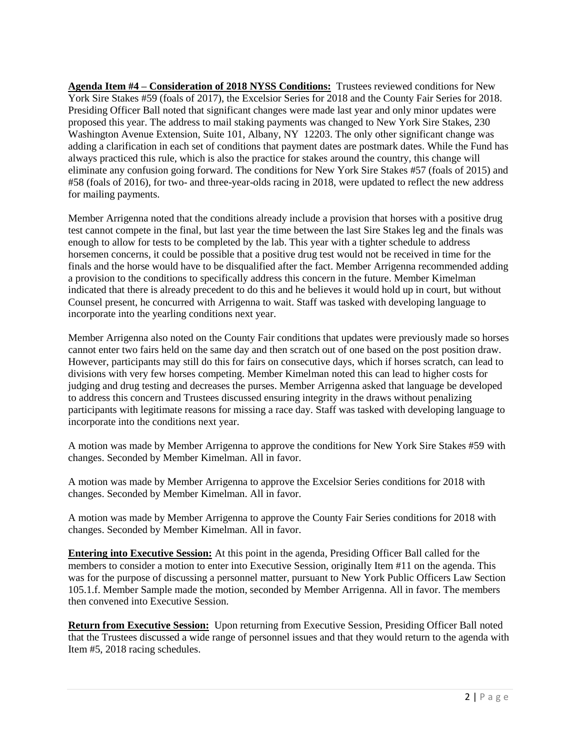**Agenda Item #4 – Consideration of 2018 NYSS Conditions:** Trustees reviewed conditions for New York Sire Stakes #59 (foals of 2017), the Excelsior Series for 2018 and the County Fair Series for 2018. Presiding Officer Ball noted that significant changes were made last year and only minor updates were proposed this year. The address to mail staking payments was changed to New York Sire Stakes, 230 Washington Avenue Extension, Suite 101, Albany, NY 12203. The only other significant change was adding a clarification in each set of conditions that payment dates are postmark dates. While the Fund has always practiced this rule, which is also the practice for stakes around the country, this change will eliminate any confusion going forward. The conditions for New York Sire Stakes #57 (foals of 2015) and #58 (foals of 2016), for two- and three-year-olds racing in 2018, were updated to reflect the new address for mailing payments.

Member Arrigenna noted that the conditions already include a provision that horses with a positive drug test cannot compete in the final, but last year the time between the last Sire Stakes leg and the finals was enough to allow for tests to be completed by the lab. This year with a tighter schedule to address horsemen concerns, it could be possible that a positive drug test would not be received in time for the finals and the horse would have to be disqualified after the fact. Member Arrigenna recommended adding a provision to the conditions to specifically address this concern in the future. Member Kimelman indicated that there is already precedent to do this and he believes it would hold up in court, but without Counsel present, he concurred with Arrigenna to wait. Staff was tasked with developing language to incorporate into the yearling conditions next year.

Member Arrigenna also noted on the County Fair conditions that updates were previously made so horses cannot enter two fairs held on the same day and then scratch out of one based on the post position draw. However, participants may still do this for fairs on consecutive days, which if horses scratch, can lead to divisions with very few horses competing. Member Kimelman noted this can lead to higher costs for judging and drug testing and decreases the purses. Member Arrigenna asked that language be developed to address this concern and Trustees discussed ensuring integrity in the draws without penalizing participants with legitimate reasons for missing a race day. Staff was tasked with developing language to incorporate into the conditions next year.

A motion was made by Member Arrigenna to approve the conditions for New York Sire Stakes #59 with changes. Seconded by Member Kimelman. All in favor.

A motion was made by Member Arrigenna to approve the Excelsior Series conditions for 2018 with changes. Seconded by Member Kimelman. All in favor.

A motion was made by Member Arrigenna to approve the County Fair Series conditions for 2018 with changes. Seconded by Member Kimelman. All in favor.

**Entering into Executive Session:** At this point in the agenda, Presiding Officer Ball called for the members to consider a motion to enter into Executive Session, originally Item #11 on the agenda. This was for the purpose of discussing a personnel matter, pursuant to New York Public Officers Law Section 105.1.f. Member Sample made the motion, seconded by Member Arrigenna. All in favor. The members then convened into Executive Session.

**Return from Executive Session:** Upon returning from Executive Session, Presiding Officer Ball noted that the Trustees discussed a wide range of personnel issues and that they would return to the agenda with Item #5, 2018 racing schedules.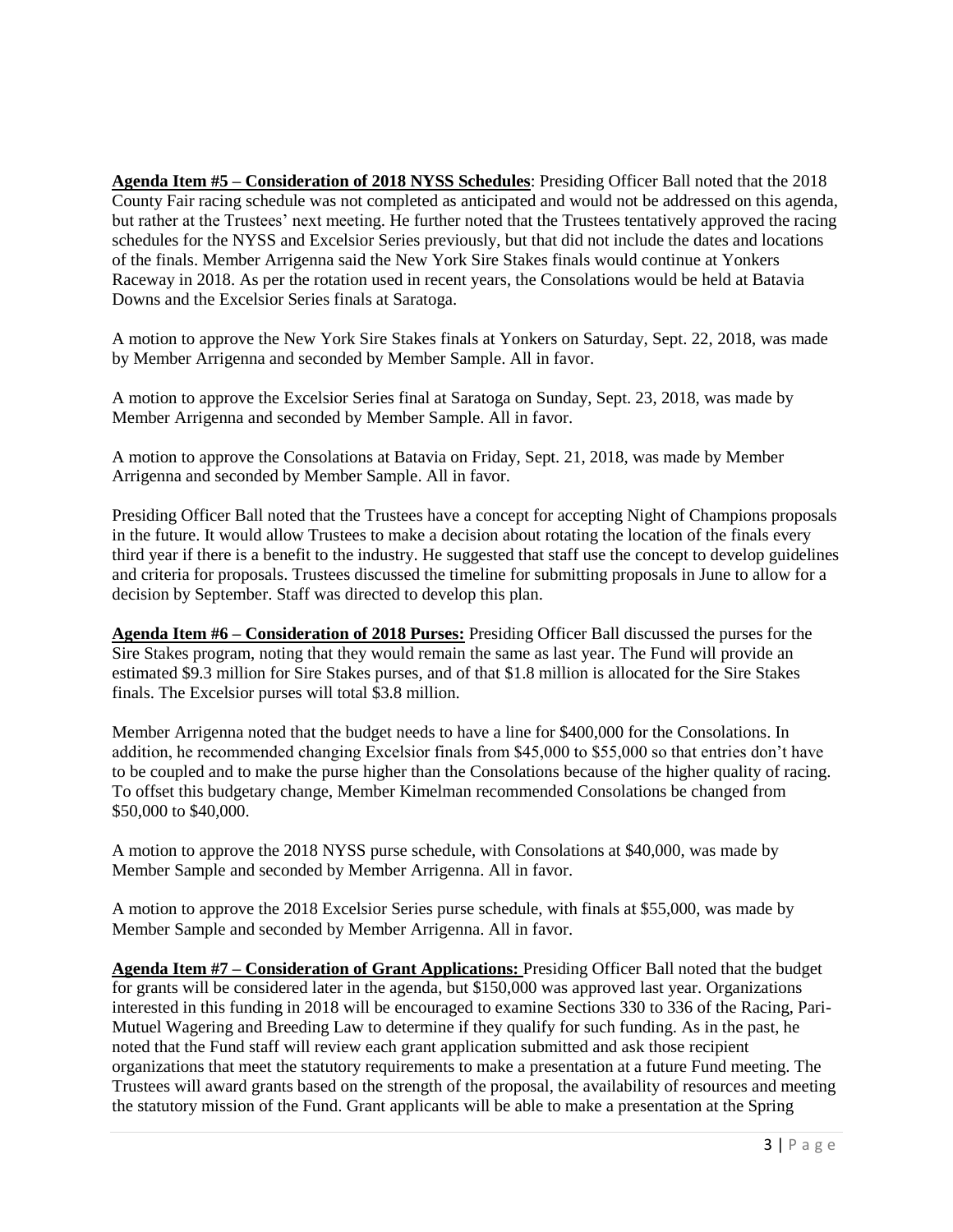**Agenda Item #5 – Consideration of 2018 NYSS Schedules**: Presiding Officer Ball noted that the 2018 County Fair racing schedule was not completed as anticipated and would not be addressed on this agenda, but rather at the Trustees' next meeting. He further noted that the Trustees tentatively approved the racing schedules for the NYSS and Excelsior Series previously, but that did not include the dates and locations of the finals. Member Arrigenna said the New York Sire Stakes finals would continue at Yonkers Raceway in 2018. As per the rotation used in recent years, the Consolations would be held at Batavia Downs and the Excelsior Series finals at Saratoga.

A motion to approve the New York Sire Stakes finals at Yonkers on Saturday, Sept. 22, 2018, was made by Member Arrigenna and seconded by Member Sample. All in favor.

A motion to approve the Excelsior Series final at Saratoga on Sunday, Sept. 23, 2018, was made by Member Arrigenna and seconded by Member Sample. All in favor.

A motion to approve the Consolations at Batavia on Friday, Sept. 21, 2018, was made by Member Arrigenna and seconded by Member Sample. All in favor.

Presiding Officer Ball noted that the Trustees have a concept for accepting Night of Champions proposals in the future. It would allow Trustees to make a decision about rotating the location of the finals every third year if there is a benefit to the industry. He suggested that staff use the concept to develop guidelines and criteria for proposals. Trustees discussed the timeline for submitting proposals in June to allow for a decision by September. Staff was directed to develop this plan.

**Agenda Item #6 – Consideration of 2018 Purses:** Presiding Officer Ball discussed the purses for the Sire Stakes program, noting that they would remain the same as last year. The Fund will provide an estimated $9.3 million for Sire Stakes purses, and of that $1.8 million is allocated for the Sire Stakes finals. The Excelsior purses will total $3.8 million.

Member Arrigenna noted that the budget needs to have a line for $400,000 for the Consolations. In addition, he recommended changing Excelsior finals from $45,000 to $55,000 so that entries don't have to be coupled and to make the purse higher than the Consolations because of the higher quality of racing. To offset this budgetary change, Member Kimelman recommended Consolations be changed from $50,000 to $40,000.

A motion to approve the 2018 NYSS purse schedule, with Consolations at $40,000, was made by Member Sample and seconded by Member Arrigenna. All in favor.

A motion to approve the 2018 Excelsior Series purse schedule, with finals at $55,000, was made by Member Sample and seconded by Member Arrigenna. All in favor.

**Agenda Item #7 – Consideration of Grant Applications:** Presiding Officer Ball noted that the budget for grants will be considered later in the agenda, but $150,000 was approved last year. Organizations interested in this funding in 2018 will be encouraged to examine Sections 330 to 336 of the Racing, Pari-Mutuel Wagering and Breeding Law to determine if they qualify for such funding. As in the past, he noted that the Fund staff will review each grant application submitted and ask those recipient organizations that meet the statutory requirements to make a presentation at a future Fund meeting. The Trustees will award grants based on the strength of the proposal, the availability of resources and meeting the statutory mission of the Fund. Grant applicants will be able to make a presentation at the Spring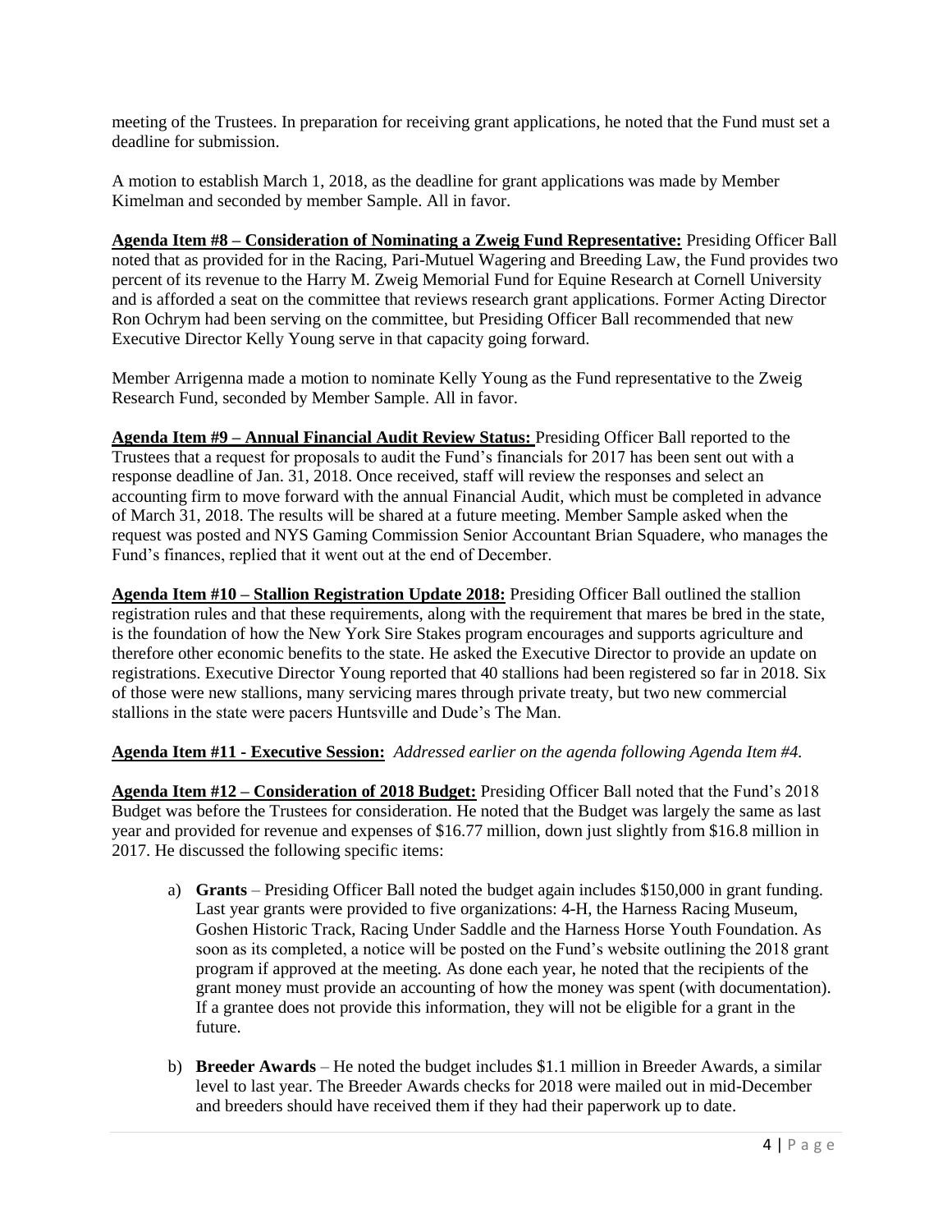meeting of the Trustees. In preparation for receiving grant applications, he noted that the Fund must set a deadline for submission.

A motion to establish March 1, 2018, as the deadline for grant applications was made by Member Kimelman and seconded by member Sample. All in favor.

**Agenda Item #8 – Consideration of Nominating a Zweig Fund Representative:** Presiding Officer Ball noted that as provided for in the Racing, Pari-Mutuel Wagering and Breeding Law, the Fund provides two percent of its revenue to the Harry M. Zweig Memorial Fund for Equine Research at Cornell University and is afforded a seat on the committee that reviews research grant applications. Former Acting Director Ron Ochrym had been serving on the committee, but Presiding Officer Ball recommended that new Executive Director Kelly Young serve in that capacity going forward.

Member Arrigenna made a motion to nominate Kelly Young as the Fund representative to the Zweig Research Fund, seconded by Member Sample. All in favor.

**Agenda Item #9 – Annual Financial Audit Review Status:** Presiding Officer Ball reported to the Trustees that a request for proposals to audit the Fund's financials for 2017 has been sent out with a response deadline of Jan. 31, 2018. Once received, staff will review the responses and select an accounting firm to move forward with the annual Financial Audit, which must be completed in advance of March 31, 2018. The results will be shared at a future meeting. Member Sample asked when the request was posted and NYS Gaming Commission Senior Accountant Brian Squadere, who manages the Fund's finances, replied that it went out at the end of December.

**Agenda Item #10 – Stallion Registration Update 2018:** Presiding Officer Ball outlined the stallion registration rules and that these requirements, along with the requirement that mares be bred in the state, is the foundation of how the New York Sire Stakes program encourages and supports agriculture and therefore other economic benefits to the state. He asked the Executive Director to provide an update on registrations. Executive Director Young reported that 40 stallions had been registered so far in 2018. Six of those were new stallions, many servicing mares through private treaty, but two new commercial stallions in the state were pacers Huntsville and Dude's The Man.

**Agenda Item #11 - Executive Session:** *Addressed earlier on the agenda following Agenda Item #4.*

**Agenda Item #12 – Consideration of 2018 Budget:** Presiding Officer Ball noted that the Fund's 2018 Budget was before the Trustees for consideration. He noted that the Budget was largely the same as last year and provided for revenue and expenses of $16.77 million, down just slightly from $16.8 million in 2017. He discussed the following specific items:

a) **Grants** – Presiding Officer Ball noted the budget again includes $150,000 in grant funding. Last year grants were provided to five organizations: 4-H, the Harness Racing Museum, Goshen Historic Track, Racing Under Saddle and the Harness Horse Youth Foundation. As soon as its completed, a notice will be posted on the Fund's website outlining the 2018 grant program if approved at the meeting. As done each year, he noted that the recipients of the grant money must provide an accounting of how the money was spent (with documentation). If a grantee does not provide this information, they will not be eligible for a grant in the future.

b) **Breeder Awards** – He noted the budget includes $1.1 million in Breeder Awards, a similar level to last year. The Breeder Awards checks for 2018 were mailed out in mid-December and breeders should have received them if they had their paperwork up to date.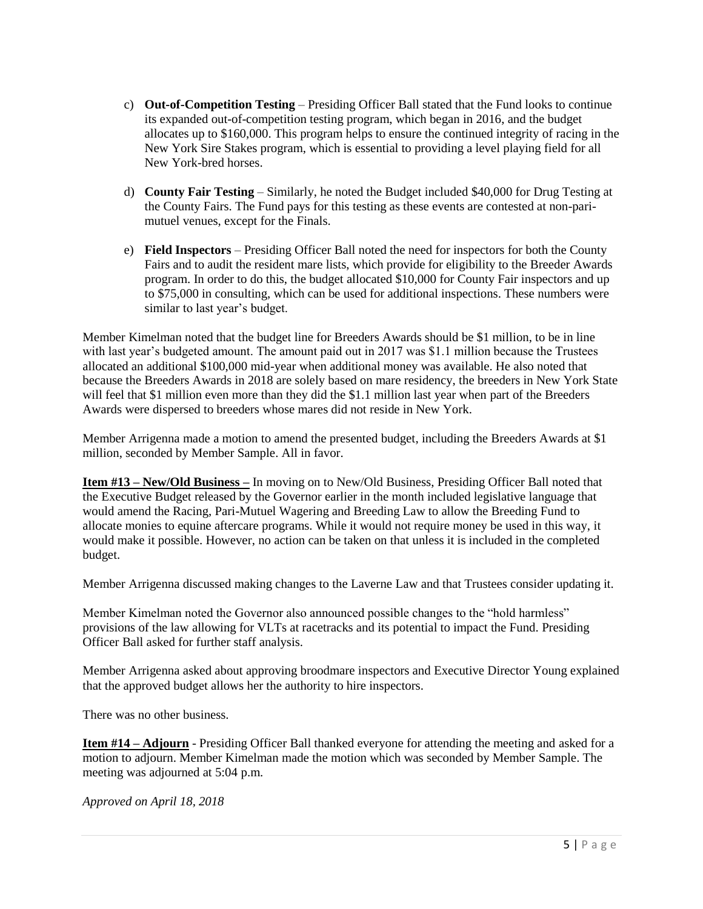c) **Out-of-Competition Testing** – Presiding Officer Ball stated that the Fund looks to continue its expanded out-of-competition testing program, which began in 2016, and the budget allocates up to $160,000. This program helps to ensure the continued integrity of racing in the New York Sire Stakes program, which is essential to providing a level playing field for all New York-bred horses.

d) **County Fair Testing** – Similarly, he noted the Budget included $40,000 for Drug Testing at the County Fairs. The Fund pays for this testing as these events are contested at non-pari-mutuel venues, except for the Finals.

e) **Field Inspectors** – Presiding Officer Ball noted the need for inspectors for both the County Fairs and to audit the resident mare lists, which provide for eligibility to the Breeder Awards program. In order to do this, the budget allocated $10,000 for County Fair inspectors and up to $75,000 in consulting, which can be used for additional inspections. These numbers were similar to last year's budget.

Member Kimelman noted that the budget line for Breeders Awards should be $1 million, to be in line with last year's budgeted amount. The amount paid out in 2017 was $1.1 million because the Trustees allocated an additional $100,000 mid-year when additional money was available. He also noted that because the Breeders Awards in 2018 are solely based on mare residency, the breeders in New York State will feel that $1 million even more than they did the $1.1 million last year when part of the Breeders Awards were dispersed to breeders whose mares did not reside in New York.

Member Arrigenna made a motion to amend the presented budget, including the Breeders Awards at $1 million, seconded by Member Sample. All in favor.

**Item #13 – New/Old Business –** In moving on to New/Old Business, Presiding Officer Ball noted that the Executive Budget released by the Governor earlier in the month included legislative language that would amend the Racing, Pari-Mutuel Wagering and Breeding Law to allow the Breeding Fund to allocate monies to equine aftercare programs. While it would not require money be used in this way, it would make it possible. However, no action can be taken on that unless it is included in the completed budget.

Member Arrigenna discussed making changes to the Laverne Law and that Trustees consider updating it.

Member Kimelman noted the Governor also announced possible changes to the "hold harmless" provisions of the law allowing for VLTs at racetracks and its potential to impact the Fund. Presiding Officer Ball asked for further staff analysis.

Member Arrigenna asked about approving broodmare inspectors and Executive Director Young explained that the approved budget allows her the authority to hire inspectors.

There was no other business.

**Item #14 – Adjourn** - Presiding Officer Ball thanked everyone for attending the meeting and asked for a motion to adjourn. Member Kimelman made the motion which was seconded by Member Sample. The meeting was adjourned at 5:04 p.m.

*Approved on April 18, 2018*